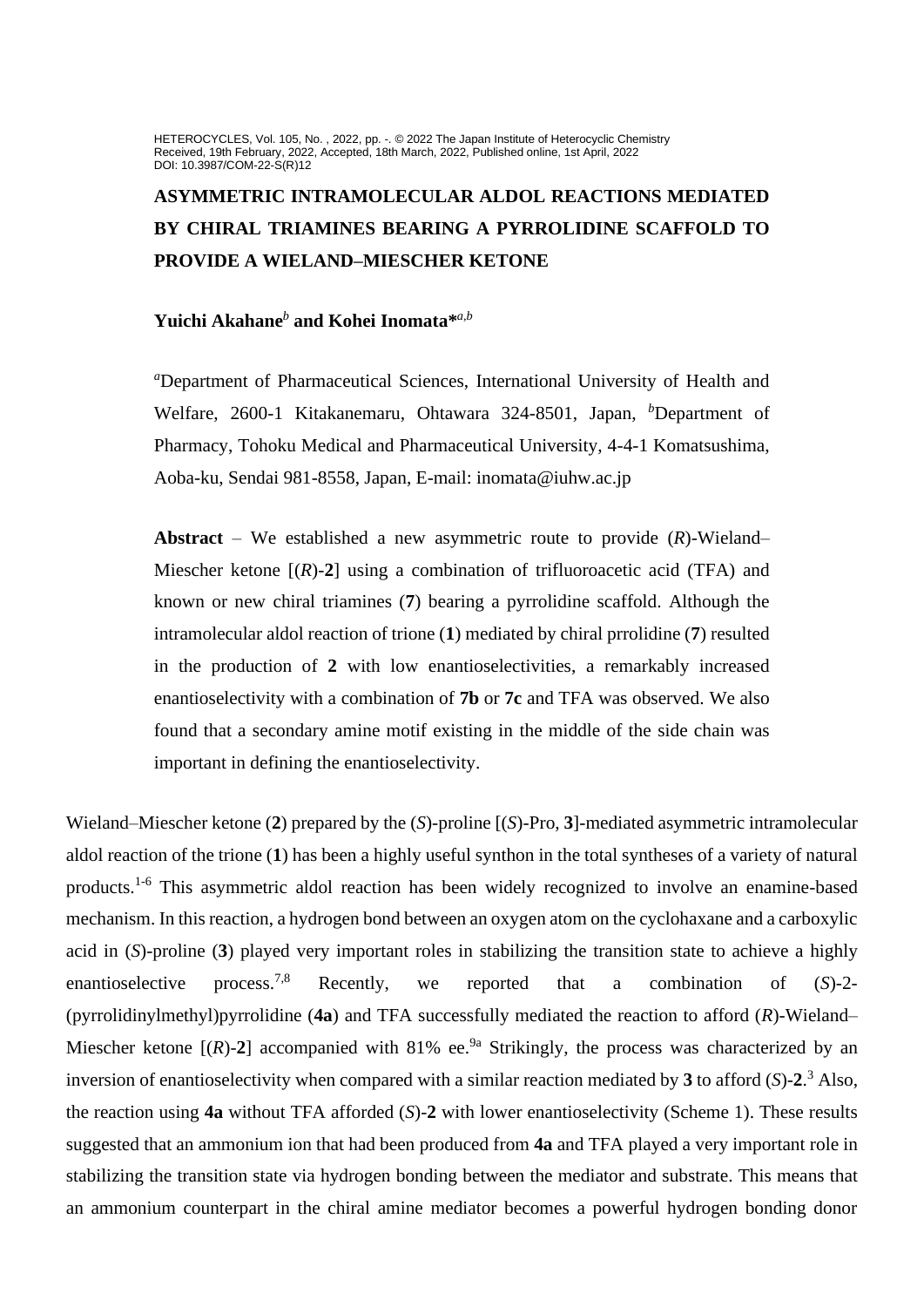HETEROCYCLES, Vol. 105, No. , 2022, pp. -. © 2022 The Japan Institute of Heterocyclic Chemistry
Received, 19th February, 2022, Accepted, 18th March, 2022, Published online, 1st April, 2022
DOI: 10.3987/COM-22-S(R)12

# ASYMMETRIC INTRAMOLECULAR ALDOL REACTIONS MEDIATED BY CHIRAL TRIAMINES BEARING A PYRROLIDINE SCAFFOLD TO PROVIDE A WIELAND–MIESCHER KETONE

**Yuichi Akahane**[b] **and Kohei Inomata***[a,b]

[a]Department of Pharmaceutical Sciences, International University of Health and Welfare, 2600-1 Kitakanemaru, Ohtawara 324-8501, Japan, [b]Department of Pharmacy, Tohoku Medical and Pharmaceutical University, 4-4-1 Komatsushima, Aoba-ku, Sendai 981-8558, Japan, E-mail: inomata@iuhw.ac.jp

**Abstract** – We established a new asymmetric route to provide (*R*)-Wieland–Miescher ketone [(*R*)-**2**] using a combination of trifluoroacetic acid (TFA) and known or new chiral triamines (**7**) bearing a pyrrolidine scaffold. Although the intramolecular aldol reaction of trione (**1**) mediated by chiral prrolidine (**7**) resulted in the production of **2** with low enantioselectivities, a remarkably increased enantioselectivity with a combination of **7b** or **7c** and TFA was observed. We also found that a secondary amine motif existing in the middle of the side chain was important in defining the enantioselectivity.

Wieland–Miescher ketone (**2**) prepared by the (*S*)-proline [(*S*)-Pro, **3**]-mediated asymmetric intramolecular aldol reaction of the trione (**1**) has been a highly useful synthon in the total syntheses of a variety of natural products.[1-6] This asymmetric aldol reaction has been widely recognized to involve an enamine-based mechanism. In this reaction, a hydrogen bond between an oxygen atom on the cyclohaxane and a carboxylic acid in (*S*)-proline (**3**) played very important roles in stabilizing the transition state to achieve a highly enantioselective process.[7,8] Recently, we reported that a combination of (*S*)-2-(pyrrolidinylmethyl)pyrrolidine (**4a**) and TFA successfully mediated the reaction to afford (*R*)-Wieland–Miescher ketone [(*R*)-**2**] accompanied with 81% ee.[9a] Strikingly, the process was characterized by an inversion of enantioselectivity when compared with a similar reaction mediated by **3** to afford (*S*)-**2**.[3] Also, the reaction using **4a** without TFA afforded (*S*)-**2** with lower enantioselectivity (Scheme 1). These results suggested that an ammonium ion that had been produced from **4a** and TFA played a very important role in stabilizing the transition state via hydrogen bonding between the mediator and substrate. This means that an ammonium counterpart in the chiral amine mediator becomes a powerful hydrogen bonding donor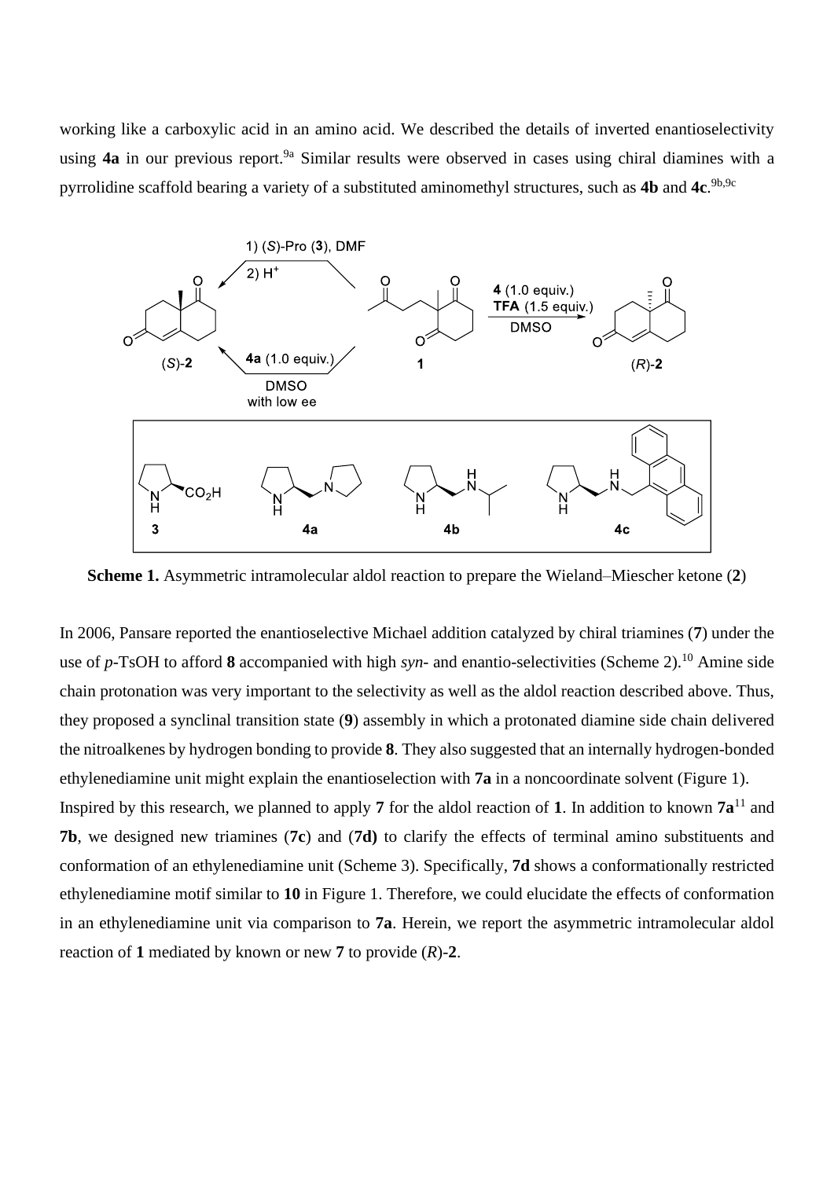working like a carboxylic acid in an amino acid. We described the details of inverted enantioselectivity using **4a** in our previous report.[9a] Similar results were observed in cases using chiral diamines with a pyrrolidine scaffold bearing a variety of a substituted aminomethyl structures, such as **4b** and **4c**.[9b,9c]

**Scheme 1.** Asymmetric intramolecular aldol reaction to prepare the Wieland–Miescher ketone (**2**)

In 2006, Pansare reported the enantioselective Michael addition catalyzed by chiral triamines (**7**) under the use of *p*-TsOH to afford **8** accompanied with high *syn*- and enantio-selectivities (Scheme 2).[10] Amine side chain protonation was very important to the selectivity as well as the aldol reaction described above. Thus, they proposed a synclinal transition state (**9**) assembly in which a protonated diamine side chain delivered the nitroalkenes by hydrogen bonding to provide **8**. They also suggested that an internally hydrogen-bonded ethylenediamine unit might explain the enantioselection with **7a** in a noncoordinate solvent (Figure 1).

Inspired by this research, we planned to apply **7** for the aldol reaction of **1**. In addition to known **7a**[11] and **7b**, we designed new triamines (**7c**) and (**7d)** to clarify the effects of terminal amino substituents and conformation of an ethylenediamine unit (Scheme 3). Specifically, **7d** shows a conformationally restricted ethylenediamine motif similar to **10** in Figure 1. Therefore, we could elucidate the effects of conformation in an ethylenediamine unit via comparison to **7a**. Herein, we report the asymmetric intramolecular aldol reaction of **1** mediated by known or new **7** to provide (*R*)-**2**.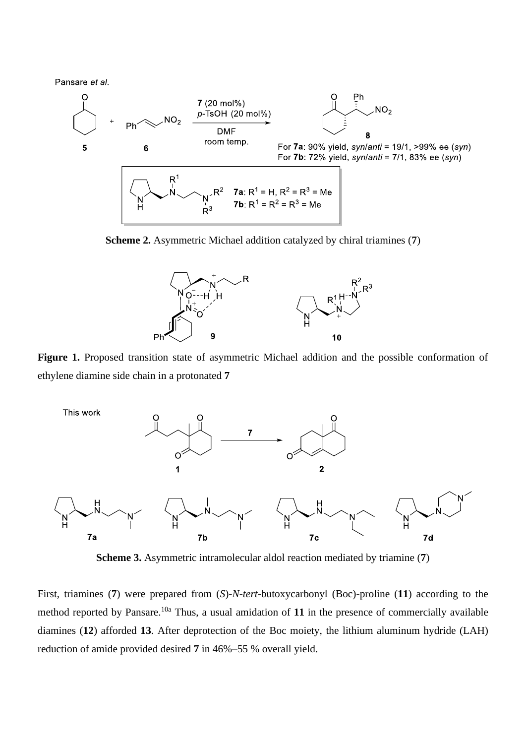**Scheme 2.** Asymmetric Michael addition catalyzed by chiral triamines (**7**)

**Figure 1.** Proposed transition state of asymmetric Michael addition and the possible conformation of ethylene diamine side chain in a protonated **7**

**Scheme 3.** Asymmetric intramolecular aldol reaction mediated by triamine (**7**)

First, triamines (**7**) were prepared from (*S*)-*N*-*tert*-butoxycarbonyl (Boc)-proline (**11**) according to the method reported by Pansare.[10a] Thus, a usual amidation of **11** in the presence of commercially available diamines (**12**) afforded **13**. After deprotection of the Boc moiety, the lithium aluminum hydride (LAH) reduction of amide provided desired **7** in 46%–55 % overall yield.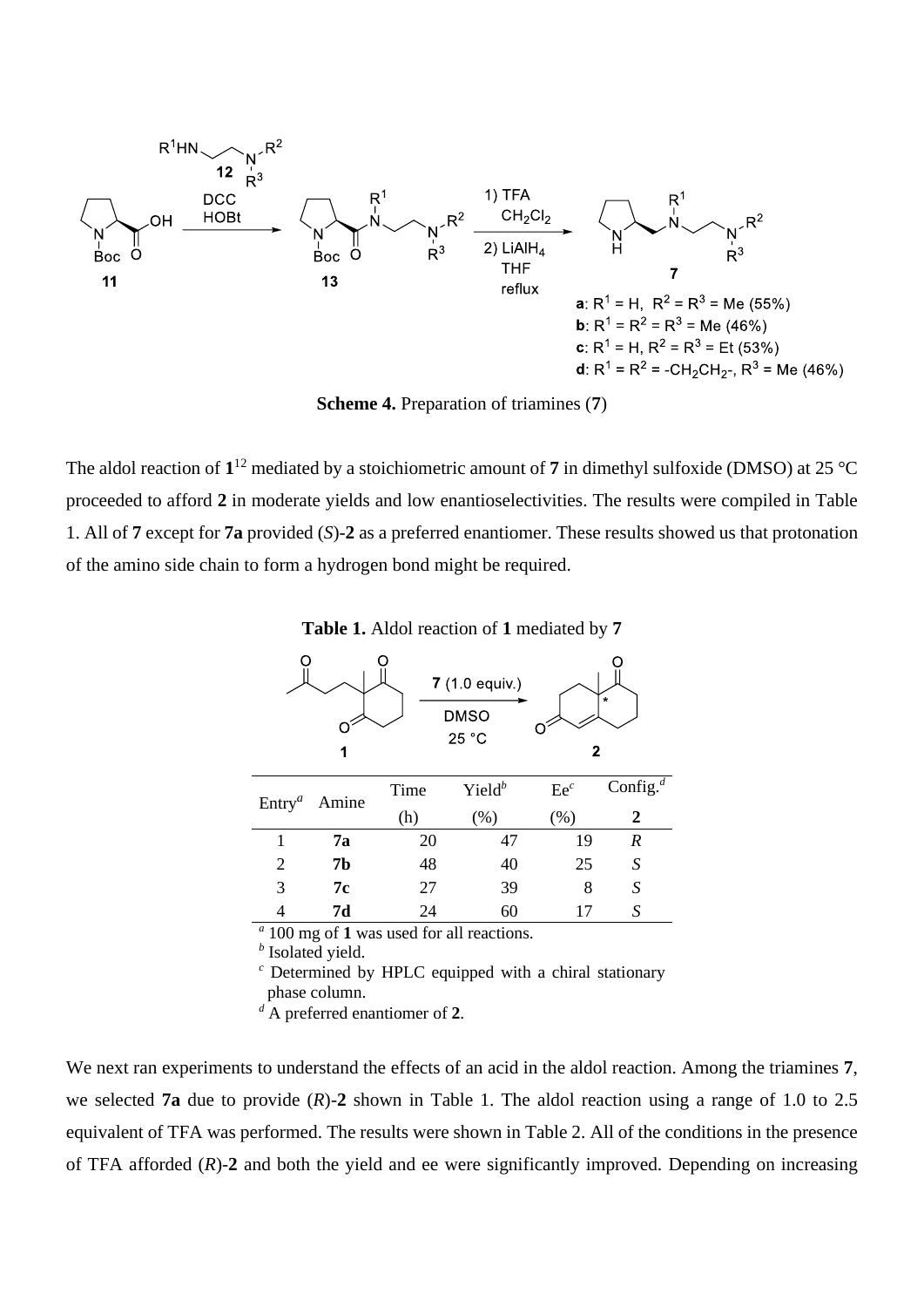**Scheme 4.** Preparation of triamines (**7**)

The aldol reaction of **1**[12] mediated by a stoichiometric amount of **7** in dimethyl sulfoxide (DMSO) at 25 °C proceeded to afford **2** in moderate yields and low enantioselectivities. The results were compiled in Table 1. All of **7** except for **7a** provided (*S*)-**2** as a preferred enantiomer. These results showed us that protonation of the amino side chain to form a hydrogen bond might be required.

**Table 1.** Aldol reaction of **1** mediated by **7**

| Entry[a] | Amine | Time (h) | Yield[b] (%) | Ee[c] (%) | Config.[d] **2** |
|---|---|---|---|---|---|
| 1 | **7a** | 20 | 47 | 19 | *R* |
| 2 | **7b** | 48 | 40 | 25 | *S* |
| 3 | **7c** | 27 | 39 | 8 | *S* |
| 4 | **7d** | 24 | 60 | 17 | *S* |

[a] 100 mg of **1** was used for all reactions.
[b] Isolated yield.
[c] Determined by HPLC equipped with a chiral stationary phase column.
[d] A preferred enantiomer of **2**.

We next ran experiments to understand the effects of an acid in the aldol reaction. Among the triamines **7**, we selected **7a** due to provide (*R*)-**2** shown in Table 1. The aldol reaction using a range of 1.0 to 2.5 equivalent of TFA was performed. The results were shown in Table 2. All of the conditions in the presence of TFA afforded (*R*)-**2** and both the yield and ee were significantly improved. Depending on increasing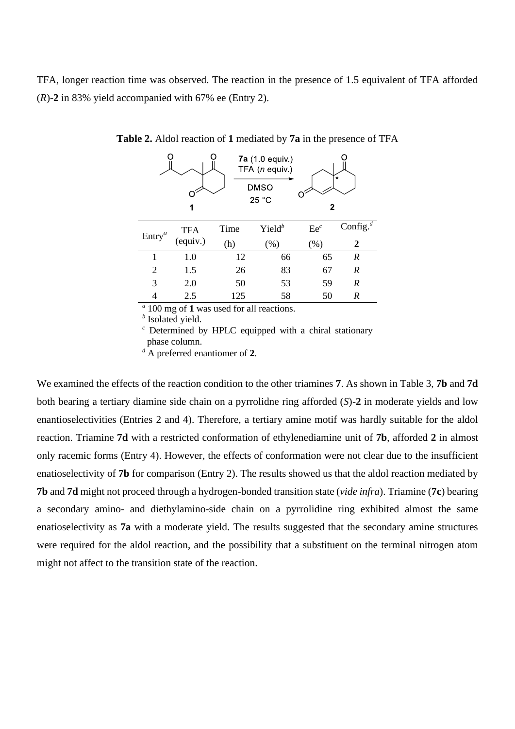TFA, longer reaction time was observed. The reaction in the presence of 1.5 equivalent of TFA afforded (*R*)-**2** in 83% yield accompanied with 67% ee (Entry 2).

**Table 2.** Aldol reaction of **1** mediated by **7a** in the presence of TFA

| Entry[a] | TFA (equiv.) | Time (h) | Yield[b] (%) | Ee[c] (%) | Config.[d] **2** |
|---|---|---|---|---|---|
| 1 | 1.0 | 12 | 66 | 65 | *R* |
| 2 | 1.5 | 26 | 83 | 67 | *R* |
| 3 | 2.0 | 50 | 53 | 59 | *R* |
| 4 | 2.5 | 125 | 58 | 50 | *R* |

[a] 100 mg of **1** was used for all reactions.
[b] Isolated yield.
[c] Determined by HPLC equipped with a chiral stationary phase column.
[d] A preferred enantiomer of **2**.

We examined the effects of the reaction condition to the other triamines **7**. As shown in Table 3, **7b** and **7d** both bearing a tertiary diamine side chain on a pyrrolidne ring afforded (*S*)-**2** in moderate yields and low enantioselectivities (Entries 2 and 4). Therefore, a tertiary amine motif was hardly suitable for the aldol reaction. Triamine **7d** with a restricted conformation of ethylenediamine unit of **7b**, afforded **2** in almost only racemic forms (Entry 4). However, the effects of conformation were not clear due to the insufficient enatioselectivity of **7b** for comparison (Entry 2). The results showed us that the aldol reaction mediated by **7b** and **7d** might not proceed through a hydrogen-bonded transition state (*vide infra*). Triamine (**7c**) bearing a secondary amino- and diethylamino-side chain on a pyrrolidine ring exhibited almost the same enatioselectivity as **7a** with a moderate yield. The results suggested that the secondary amine structures were required for the aldol reaction, and the possibility that a substituent on the terminal nitrogen atom might not affect to the transition state of the reaction.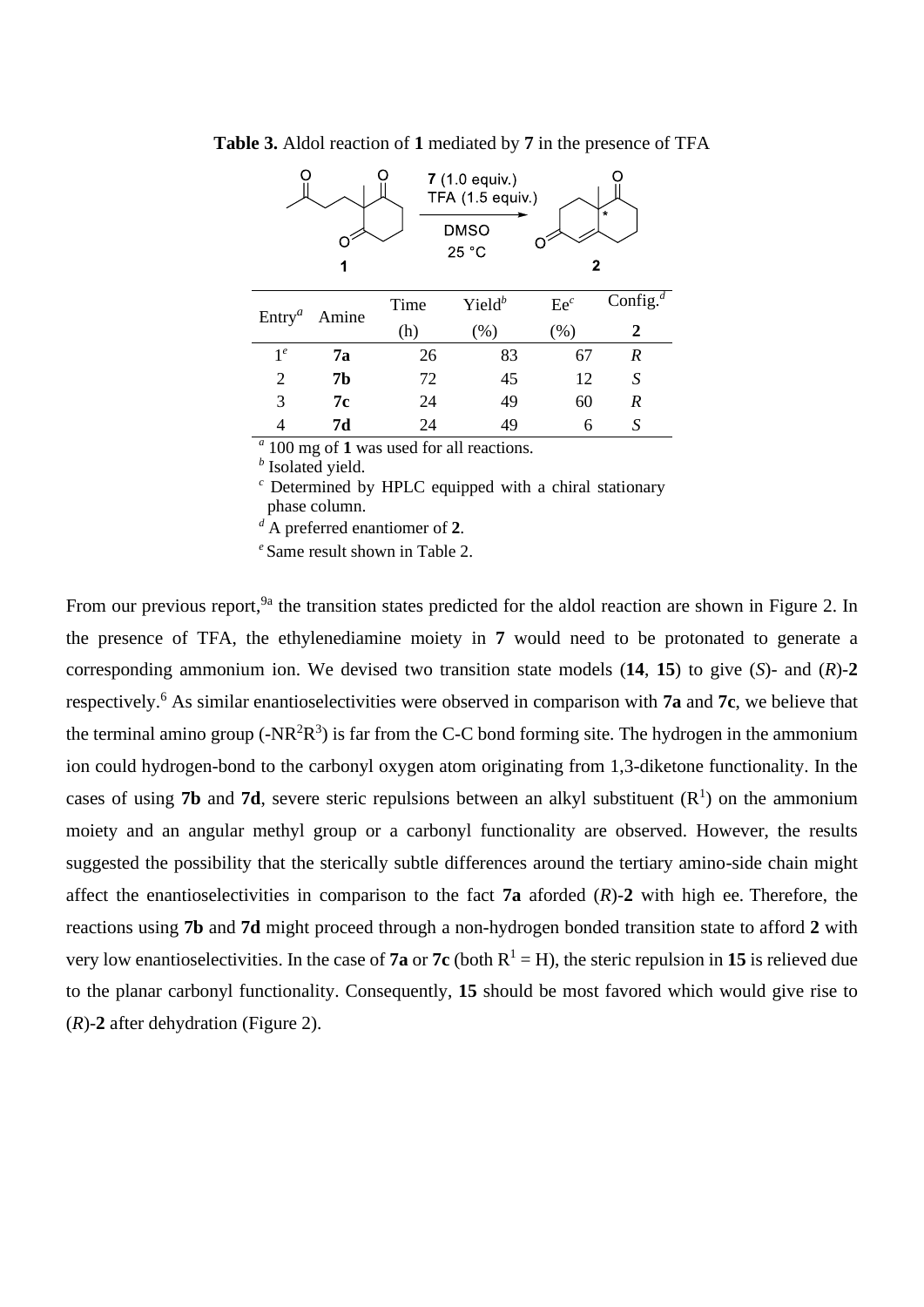**Table 3.** Aldol reaction of **1** mediated by **7** in the presence of TFA

| Entry[a] | Amine | Time (h) | Yield[b] (%) | Ee[c] (%) | Config.[d] **2** |
|---|---|---|---|---|---|
| 1[e] | **7a** | 26 | 83 | 67 | *R* |
| 2 | **7b** | 72 | 45 | 12 | *S* |
| 3 | **7c** | 24 | 49 | 60 | *R* |
| 4 | **7d** | 24 | 49 | 6 | *S* |

[a] 100 mg of **1** was used for all reactions.
[b] Isolated yield.
[c] Determined by HPLC equipped with a chiral stationary phase column.
[d] A preferred enantiomer of **2**.
[e] Same result shown in Table 2.

From our previous report,[9a] the transition states predicted for the aldol reaction are shown in Figure 2. In the presence of TFA, the ethylenediamine moiety in **7** would need to be protonated to generate a corresponding ammonium ion. We devised two transition state models (**14**, **15**) to give (*S*)- and (*R*)-**2** respectively.[6] As similar enantioselectivities were observed in comparison with **7a** and **7c**, we believe that the terminal amino group (-$NR^2R^3$) is far from the C-C bond forming site. The hydrogen in the ammonium ion could hydrogen-bond to the carbonyl oxygen atom originating from 1,3-diketone functionality. In the cases of using **7b** and **7d**, severe steric repulsions between an alkyl substituent ($R^1$) on the ammonium moiety and an angular methyl group or a carbonyl functionality are observed. However, the results suggested the possibility that the sterically subtle differences around the tertiary amino-side chain might affect the enantioselectivities in comparison to the fact **7a** aforded (*R*)-**2** with high ee. Therefore, the reactions using **7b** and **7d** might proceed through a non-hydrogen bonded transition state to afford **2** with very low enantioselectivities. In the case of **7a** or **7c** (both $R^1$ = H), the steric repulsion in **15** is relieved due to the planar carbonyl functionality. Consequently, **15** should be most favored which would give rise to (*R*)-**2** after dehydration (Figure 2).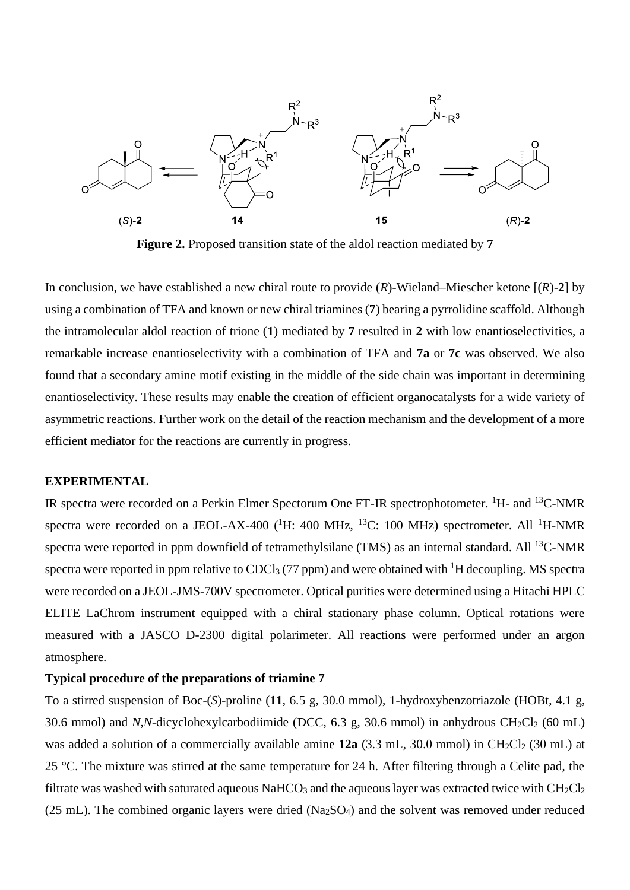**Figure 2.** Proposed transition state of the aldol reaction mediated by **7**

In conclusion, we have established a new chiral route to provide (*R*)-Wieland–Miescher ketone [(*R*)-**2**] by using a combination of TFA and known or new chiral triamines (**7**) bearing a pyrrolidine scaffold. Although the intramolecular aldol reaction of trione (**1**) mediated by **7** resulted in **2** with low enantioselectivities, a remarkable increase enantioselectivity with a combination of TFA and **7a** or **7c** was observed. We also found that a secondary amine motif existing in the middle of the side chain was important in determining enantioselectivity. These results may enable the creation of efficient organocatalysts for a wide variety of asymmetric reactions. Further work on the detail of the reaction mechanism and the development of a more efficient mediator for the reactions are currently in progress.

## EXPERIMENTAL

IR spectra were recorded on a Perkin Elmer Spectorum One FT-IR spectrophotometer. $^1$H- and $^{13}$C-NMR spectra were recorded on a JEOL-AX-400 ($^1$H: 400 MHz, $^{13}$C: 100 MHz) spectrometer. All $^1$H-NMR spectra were reported in ppm downfield of tetramethylsilane (TMS) as an internal standard. All $^{13}$C-NMR spectra were reported in ppm relative to $CDCl_3$ (77 ppm) and were obtained with $^1$H decoupling. MS spectra were recorded on a JEOL-JMS-700V spectrometer. Optical purities were determined using a Hitachi HPLC ELITE LaChrom instrument equipped with a chiral stationary phase column. Optical rotations were measured with a JASCO D-2300 digital polarimeter. All reactions were performed under an argon atmosphere.

### Typical procedure of the preparations of triamine 7

To a stirred suspension of Boc-(*S*)-proline (**11**, 6.5 g, 30.0 mmol), 1-hydroxybenzotriazole (HOBt, 4.1 g, 30.6 mmol) and *N,N*-dicyclohexylcarbodiimide (DCC, 6.3 g, 30.6 mmol) in anhydrous $CH_2Cl_2$ (60 mL) was added a solution of a commercially available amine **12a** (3.3 mL, 30.0 mmol) in $CH_2Cl_2$ (30 mL) at 25 °C. The mixture was stirred at the same temperature for 24 h. After filtering through a Celite pad, the filtrate was washed with saturated aqueous $NaHCO_3$ and the aqueous layer was extracted twice with $CH_2Cl_2$ (25 mL). The combined organic layers were dried ($Na_2SO_4$) and the solvent was removed under reduced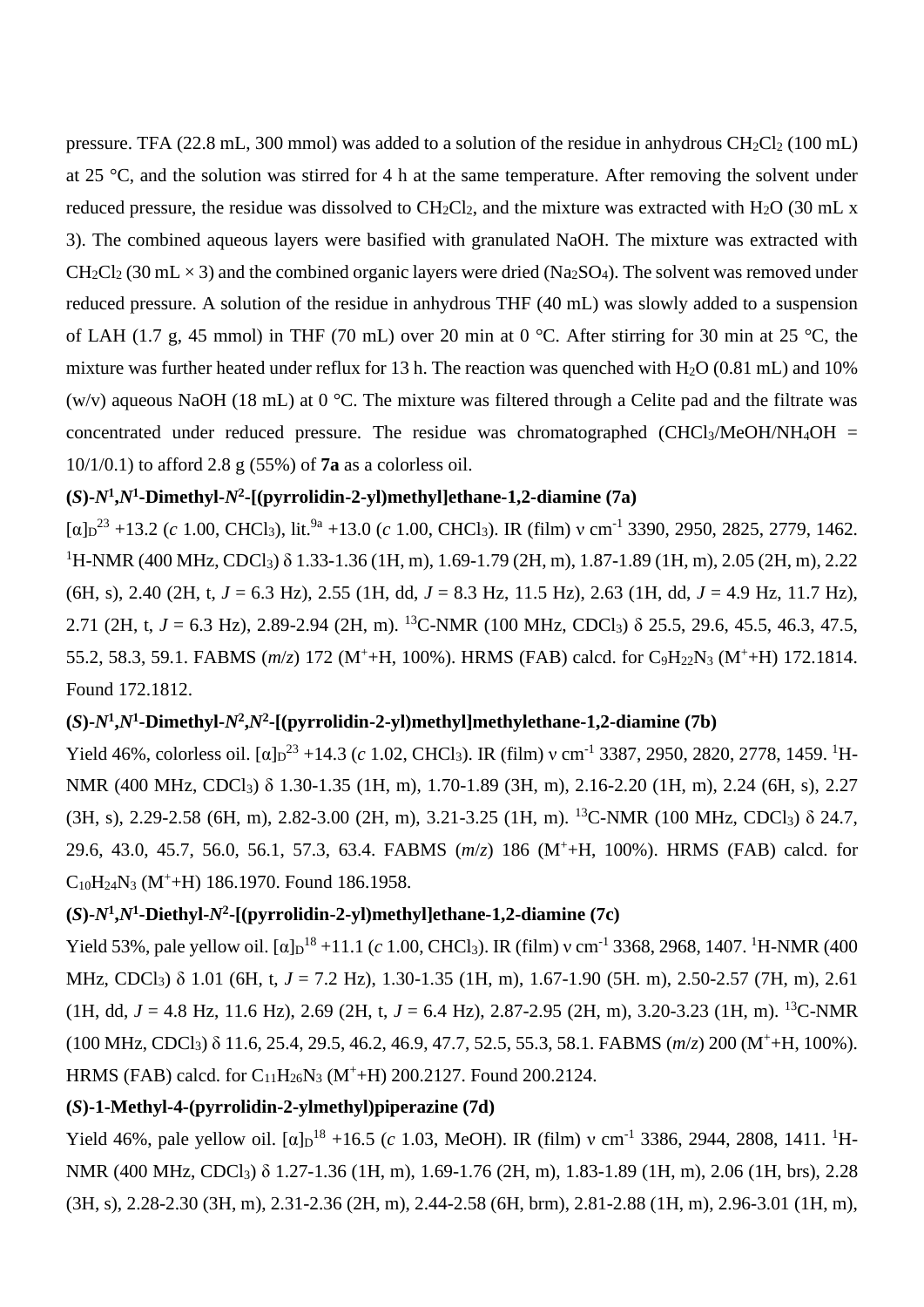pressure. TFA (22.8 mL, 300 mmol) was added to a solution of the residue in anhydrous $CH_2Cl_2$ (100 mL) at 25 °C, and the solution was stirred for 4 h at the same temperature. After removing the solvent under reduced pressure, the residue was dissolved to $CH_2Cl_2$, and the mixture was extracted with $H_2O$ (30 mL x 3). The combined aqueous layers were basified with granulated NaOH. The mixture was extracted with $CH_2Cl_2$ (30 mL × 3) and the combined organic layers were dried ($Na_2SO_4$). The solvent was removed under reduced pressure. A solution of the residue in anhydrous THF (40 mL) was slowly added to a suspension of LAH (1.7 g, 45 mmol) in THF (70 mL) over 20 min at 0 °C. After stirring for 30 min at 25 °C, the mixture was further heated under reflux for 13 h. The reaction was quenched with $H_2O$ (0.81 mL) and 10% (w/v) aqueous NaOH (18 mL) at 0 °C. The mixture was filtered through a Celite pad and the filtrate was concentrated under reduced pressure. The residue was chromatographed ($CHCl_3$/MeOH/$NH_4OH$ = 10/1/0.1) to afford 2.8 g (55%) of **7a** as a colorless oil.

**(*S*)-*N*$^1$,*N*$^1$-Dimethyl-*N*$^2$-[(pyrrolidin-2-yl)methyl]ethane-1,2-diamine (7a)**

$[\alpha]_D^{23}$ +13.2 (*c* 1.00, $CHCl_3$), lit.[9a] +13.0 (*c* 1.00, $CHCl_3$). IR (film) ν $cm^{-1}$ 3390, 2950, 2825, 2779, 1462. $^1$H-NMR (400 MHz, $CDCl_3$) δ 1.33-1.36 (1H, m), 1.69-1.79 (2H, m), 1.87-1.89 (1H, m), 2.05 (2H, m), 2.22 (6H, s), 2.40 (2H, t, *J* = 6.3 Hz), 2.55 (1H, dd, *J* = 8.3 Hz, 11.5 Hz), 2.63 (1H, dd, *J* = 4.9 Hz, 11.7 Hz), 2.71 (2H, t, *J* = 6.3 Hz), 2.89-2.94 (2H, m). $^{13}$C-NMR (100 MHz, $CDCl_3$) δ 25.5, 29.6, 45.5, 46.3, 47.5, 55.2, 58.3, 59.1. FABMS (*m*/*z*) 172 ($M^+$+H, 100%). HRMS (FAB) calcd. for $C_9H_{22}N_3$ ($M^+$+H) 172.1814. Found 172.1812.

**(*S*)-*N*$^1$,*N*$^1$-Dimethyl-*N*$^2$,*N*$^2$-[(pyrrolidin-2-yl)methyl]methylethane-1,2-diamine (7b)**

Yield 46%, colorless oil. $[\alpha]_D^{23}$ +14.3 (*c* 1.02, $CHCl_3$). IR (film) ν $cm^{-1}$ 3387, 2950, 2820, 2778, 1459. $^1$H-NMR (400 MHz, $CDCl_3$) δ 1.30-1.35 (1H, m), 1.70-1.89 (3H, m), 2.16-2.20 (1H, m), 2.24 (6H, s), 2.27 (3H, s), 2.29-2.58 (6H, m), 2.82-3.00 (2H, m), 3.21-3.25 (1H, m). $^{13}$C-NMR (100 MHz, $CDCl_3$) δ 24.7, 29.6, 43.0, 45.7, 56.0, 56.1, 57.3, 63.4. FABMS (*m*/*z*) 186 ($M^+$+H, 100%). HRMS (FAB) calcd. for $C_{10}H_{24}N_3$ ($M^+$+H) 186.1970. Found 186.1958.

**(*S*)-*N*$^1$,*N*$^1$-Diethyl-*N*$^2$-[(pyrrolidin-2-yl)methyl]ethane-1,2-diamine (7c)**

Yield 53%, pale yellow oil. $[\alpha]_D^{18}$ +11.1 (*c* 1.00, $CHCl_3$). IR (film) ν $cm^{-1}$ 3368, 2968, 1407. $^1$H-NMR (400 MHz, $CDCl_3$) δ 1.01 (6H, t, *J* = 7.2 Hz), 1.30-1.35 (1H, m), 1.67-1.90 (5H. m), 2.50-2.57 (7H, m), 2.61 (1H, dd, *J* = 4.8 Hz, 11.6 Hz), 2.69 (2H, t, *J* = 6.4 Hz), 2.87-2.95 (2H, m), 3.20-3.23 (1H, m). $^{13}$C-NMR (100 MHz, $CDCl_3$) δ 11.6, 25.4, 29.5, 46.2, 46.9, 47.7, 52.5, 55.3, 58.1. FABMS (*m*/*z*) 200 ($M^+$+H, 100%). HRMS (FAB) calcd. for $C_{11}H_{26}N_3$ ($M^+$+H) 200.2127. Found 200.2124.

**(*S*)-1-Methyl-4-(pyrrolidin-2-ylmethyl)piperazine (7d)**

Yield 46%, pale yellow oil. $[\alpha]_D^{18}$ +16.5 (*c* 1.03, MeOH). IR (film) ν $cm^{-1}$ 3386, 2944, 2808, 1411. $^1$H-NMR (400 MHz, $CDCl_3$) δ 1.27-1.36 (1H, m), 1.69-1.76 (2H, m), 1.83-1.89 (1H, m), 2.06 (1H, brs), 2.28 (3H, s), 2.28-2.30 (3H, m), 2.31-2.36 (2H, m), 2.44-2.58 (6H, brm), 2.81-2.88 (1H, m), 2.96-3.01 (1H, m),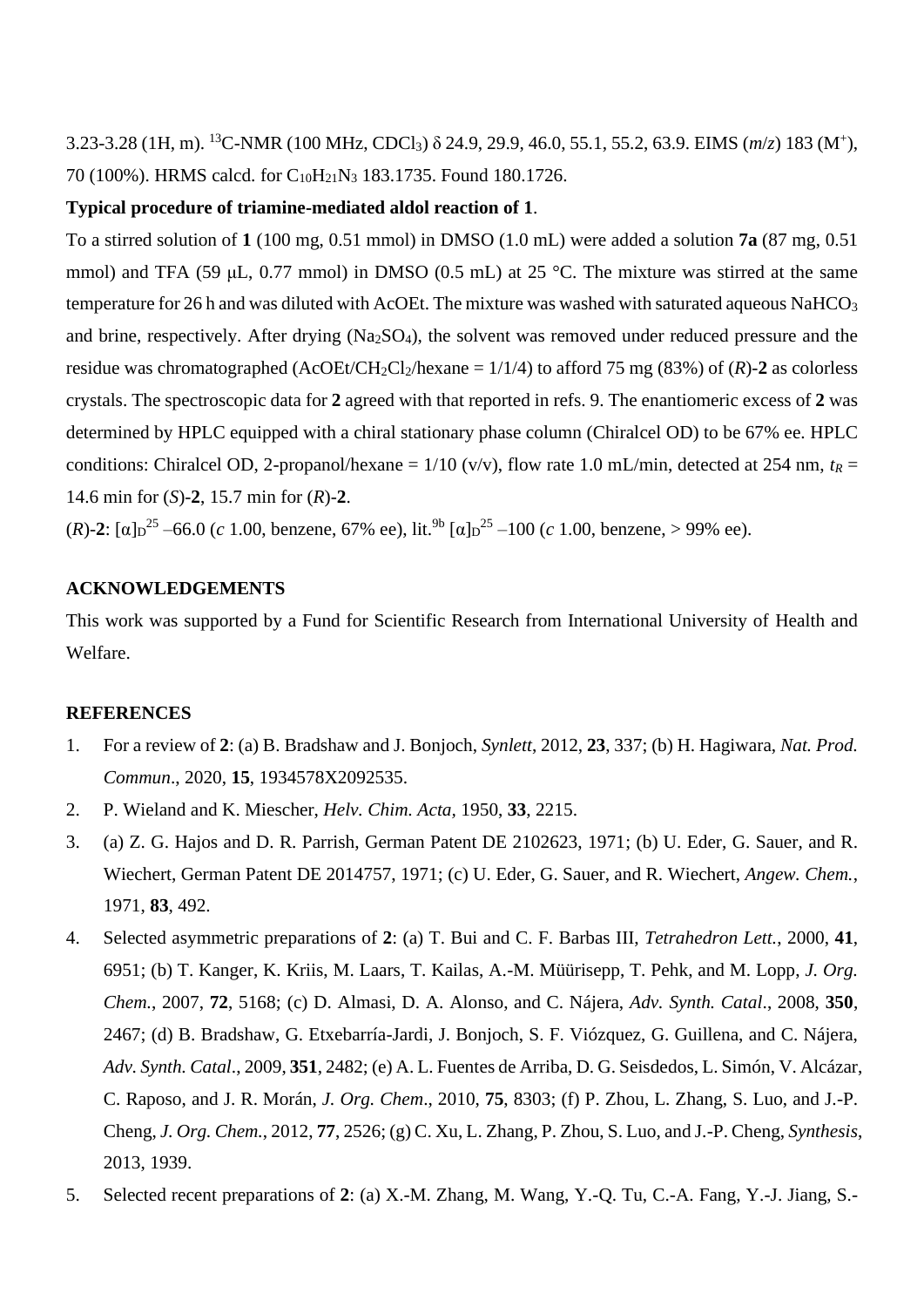3.23-3.28 (1H, m). $^{13}$C-NMR (100 MHz, $CDCl_3$) δ 24.9, 29.9, 46.0, 55.1, 55.2, 63.9. EIMS (*m*/*z*) 183 ($M^+$), 70 (100%). HRMS calcd. for $C_{10}H_{21}N_3$ 183.1735. Found 180.1726.

**Typical procedure of triamine-mediated aldol reaction of 1**.

To a stirred solution of **1** (100 mg, 0.51 mmol) in DMSO (1.0 mL) were added a solution **7a** (87 mg, 0.51 mmol) and TFA (59 μL, 0.77 mmol) in DMSO (0.5 mL) at 25 °C. The mixture was stirred at the same temperature for 26 h and was diluted with AcOEt. The mixture was washed with saturated aqueous $NaHCO_3$ and brine, respectively. After drying ($Na_2SO_4$), the solvent was removed under reduced pressure and the residue was chromatographed (AcOEt/$CH_2Cl_2$/hexane = 1/1/4) to afford 75 mg (83%) of (*R*)-**2** as colorless crystals. The spectroscopic data for **2** agreed with that reported in refs. 9. The enantiomeric excess of **2** was determined by HPLC equipped with a chiral stationary phase column (Chiralcel OD) to be 67% ee. HPLC conditions: Chiralcel OD, 2-propanol/hexane = 1/10 (v/v), flow rate 1.0 mL/min, detected at 254 nm, $t_R$ = 14.6 min for (*S*)-**2**, 15.7 min for (*R*)-**2**.

(*R*)-**2**: $[\alpha]_D^{25}$ –66.0 (*c* 1.00, benzene, 67% ee), lit.[9b] $[\alpha]_D^{25}$ –100 (*c* 1.00, benzene, > 99% ee).

## ACKNOWLEDGEMENTS

This work was supported by a Fund for Scientific Research from International University of Health and Welfare.

## REFERENCES

1. For a review of **2**: (a) B. Bradshaw and J. Bonjoch, *Synlett*, 2012, **23**, 337; (b) H. Hagiwara, *Nat. Prod. Commun*., 2020, **15**, 1934578X2092535.
2. P. Wieland and K. Miescher, *Helv. Chim. Acta*, 1950, **33**, 2215.
3. (a) Z. G. Hajos and D. R. Parrish, German Patent DE 2102623, 1971; (b) U. Eder, G. Sauer, and R. Wiechert, German Patent DE 2014757, 1971; (c) U. Eder, G. Sauer, and R. Wiechert, *Angew. Chem.*, 1971, **83**, 492.
4. Selected asymmetric preparations of **2**: (a) T. Bui and C. F. Barbas III, *Tetrahedron Lett.*, 2000, **41**, 6951; (b) T. Kanger, K. Kriis, M. Laars, T. Kailas, A.-M. Müürisepp, T. Pehk, and M. Lopp, *J. Org. Chem.*, 2007, **72**, 5168; (c) D. Almasi, D. A. Alonso, and C. Nájera, *Adv. Synth. Catal*., 2008, **350**, 2467; (d) B. Bradshaw, G. Etxebarría-Jardi, J. Bonjoch, S. F. Viózquez, G. Guillena, and C. Nájera, *Adv. Synth. Catal*., 2009, **351**, 2482; (e) A. L. Fuentes de Arriba, D. G. Seisdedos, L. Simón, V. Alcázar, C. Raposo, and J. R. Morán, *J. Org. Chem*., 2010, **75**, 8303; (f) P. Zhou, L. Zhang, S. Luo, and J.-P. Cheng, *J. Org. Chem.*, 2012, **77**, 2526; (g) C. Xu, L. Zhang, P. Zhou, S. Luo, and J.-P. Cheng, *Synthesis*, 2013, 1939.
5. Selected recent preparations of **2**: (a) X.-M. Zhang, M. Wang, Y.-Q. Tu, C.-A. Fang, Y.-J. Jiang, S.-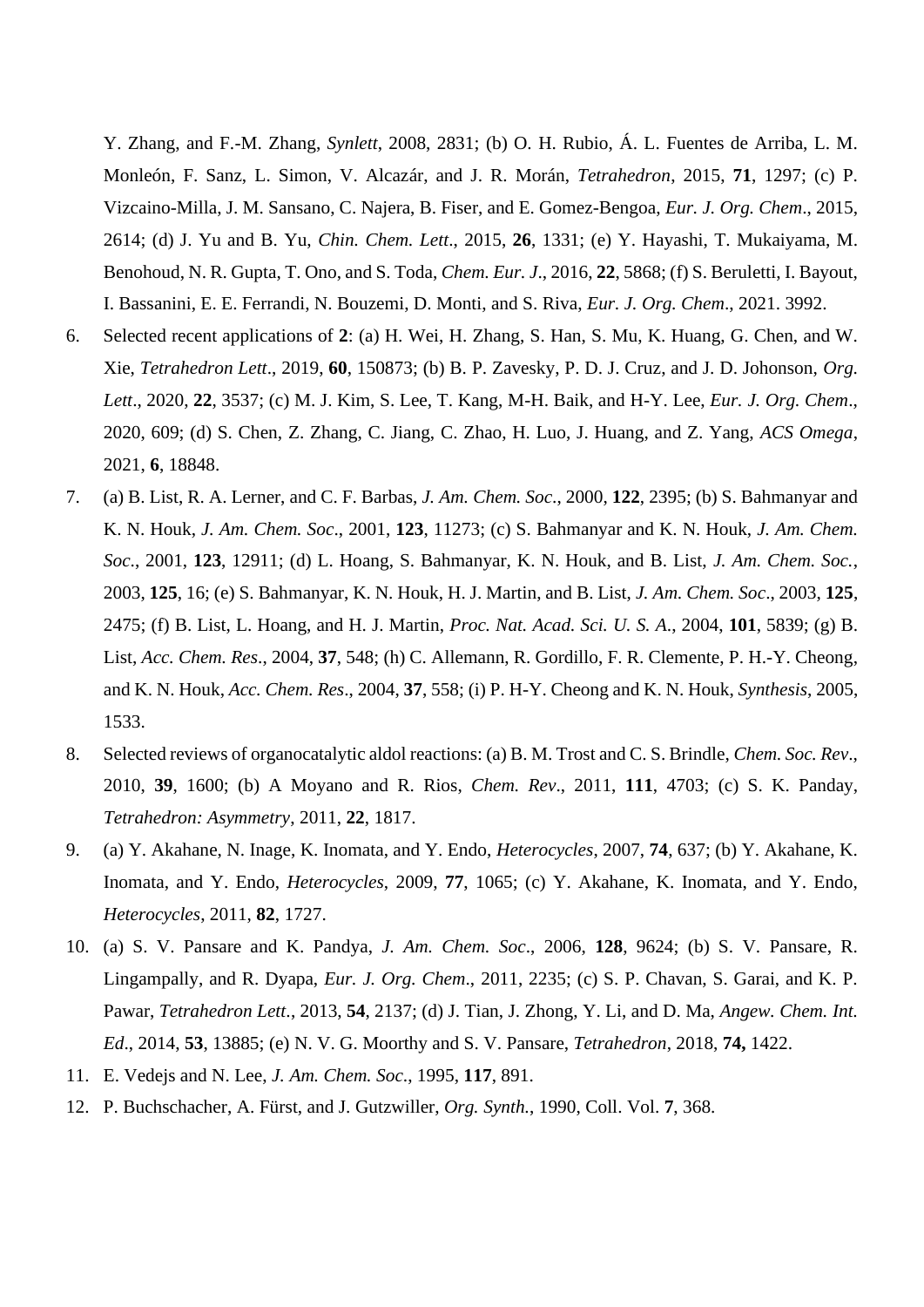Y. Zhang, and F.-M. Zhang, *Synlett*, 2008, 2831; (b) O. H. Rubio, Á. L. Fuentes de Arriba, L. M. Monleón, F. Sanz, L. Simon, V. Alcazár, and J. R. Morán, *Tetrahedron*, 2015, **71**, 1297; (c) P. Vizcaino-Milla, J. M. Sansano, C. Najera, B. Fiser, and E. Gomez-Bengoa, *Eur. J. Org. Chem*., 2015, 2614; (d) J. Yu and B. Yu, *Chin. Chem. Lett*., 2015, **26**, 1331; (e) Y. Hayashi, T. Mukaiyama, M. Benohoud, N. R. Gupta, T. Ono, and S. Toda, *Chem. Eur. J*., 2016, **22**, 5868; (f) S. Beruletti, I. Bayout, I. Bassanini, E. E. Ferrandi, N. Bouzemi, D. Monti, and S. Riva, *Eur. J. Org. Chem*., 2021. 3992.

6. Selected recent applications of **2**: (a) H. Wei, H. Zhang, S. Han, S. Mu, K. Huang, G. Chen, and W. Xie, *Tetrahedron Lett*., 2019, **60**, 150873; (b) B. P. Zavesky, P. D. J. Cruz, and J. D. Johonson, *Org. Lett*., 2020, **22**, 3537; (c) M. J. Kim, S. Lee, T. Kang, M-H. Baik, and H-Y. Lee, *Eur. J. Org. Chem*., 2020, 609; (d) S. Chen, Z. Zhang, C. Jiang, C. Zhao, H. Luo, J. Huang, and Z. Yang, *ACS Omega*, 2021, **6**, 18848.
7. (a) B. List, R. A. Lerner, and C. F. Barbas, *J. Am. Chem. Soc*., 2000, **122**, 2395; (b) S. Bahmanyar and K. N. Houk, *J. Am. Chem. Soc*., 2001, **123**, 11273; (c) S. Bahmanyar and K. N. Houk, *J. Am. Chem. Soc*., 2001, **123**, 12911; (d) L. Hoang, S. Bahmanyar, K. N. Houk, and B. List, *J. Am. Chem. Soc.*, 2003, **125**, 16; (e) S. Bahmanyar, K. N. Houk, H. J. Martin, and B. List, *J. Am. Chem. Soc*., 2003, **125**, 2475; (f) B. List, L. Hoang, and H. J. Martin, *Proc. Nat. Acad. Sci. U. S. A*., 2004, **101**, 5839; (g) B. List, *Acc. Chem. Res*., 2004, **37**, 548; (h) C. Allemann, R. Gordillo, F. R. Clemente, P. H.-Y. Cheong, and K. N. Houk, *Acc. Chem. Res*., 2004, **37**, 558; (i) P. H-Y. Cheong and K. N. Houk, *Synthesis*, 2005, 1533.
8. Selected reviews of organocatalytic aldol reactions: (a) B. M. Trost and C. S. Brindle, *Chem. Soc. Rev*., 2010, **39**, 1600; (b) A Moyano and R. Rios, *Chem. Rev*., 2011, **111**, 4703; (c) S. K. Panday, *Tetrahedron: Asymmetry*, 2011, **22**, 1817.
9. (a) Y. Akahane, N. Inage, K. Inomata, and Y. Endo, *Heterocycles*, 2007, **74**, 637; (b) Y. Akahane, K. Inomata, and Y. Endo, *Heterocycles*, 2009, **77**, 1065; (c) Y. Akahane, K. Inomata, and Y. Endo, *Heterocycles*, 2011, **82**, 1727.
10. (a) S. V. Pansare and K. Pandya, *J. Am. Chem. Soc*., 2006, **128**, 9624; (b) S. V. Pansare, R. Lingampally, and R. Dyapa, *Eur. J. Org. Chem*., 2011, 2235; (c) S. P. Chavan, S. Garai, and K. P. Pawar, *Tetrahedron Lett*., 2013, **54**, 2137; (d) J. Tian, J. Zhong, Y. Li, and D. Ma, *Angew. Chem. Int. Ed*., 2014, **53**, 13885; (e) N. V. G. Moorthy and S. V. Pansare, *Tetrahedron*, 2018, **74,** 1422.
11. E. Vedejs and N. Lee, *J. Am. Chem. Soc*., 1995, **117**, 891.
12. P. Buchschacher, A. Fürst, and J. Gutzwiller, *Org. Synth.*, 1990, Coll. Vol. **7**, 368.